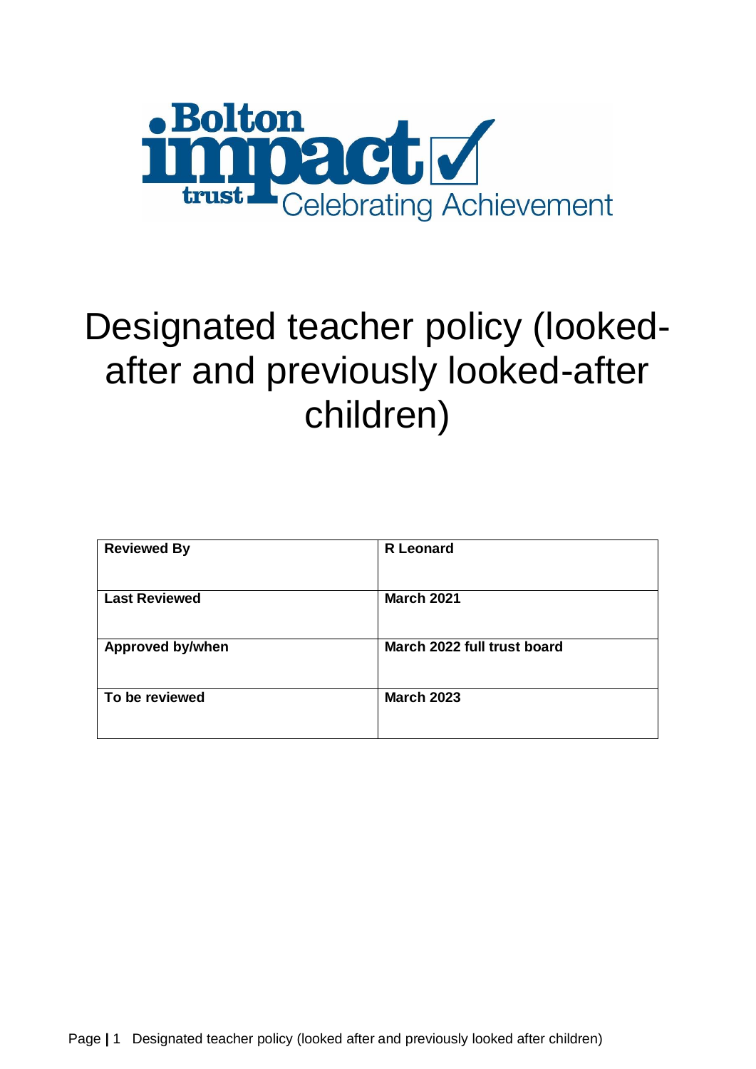Bolton impact trust Celebrating Achievement

# Designated teacher policy (looked-after and previously looked-after children)

| Reviewed By | R Leonard |
|---|---|
| Last Reviewed | March 2021 |
| Approved by/when | March 2022 full trust board |
| To be reviewed | March 2023 |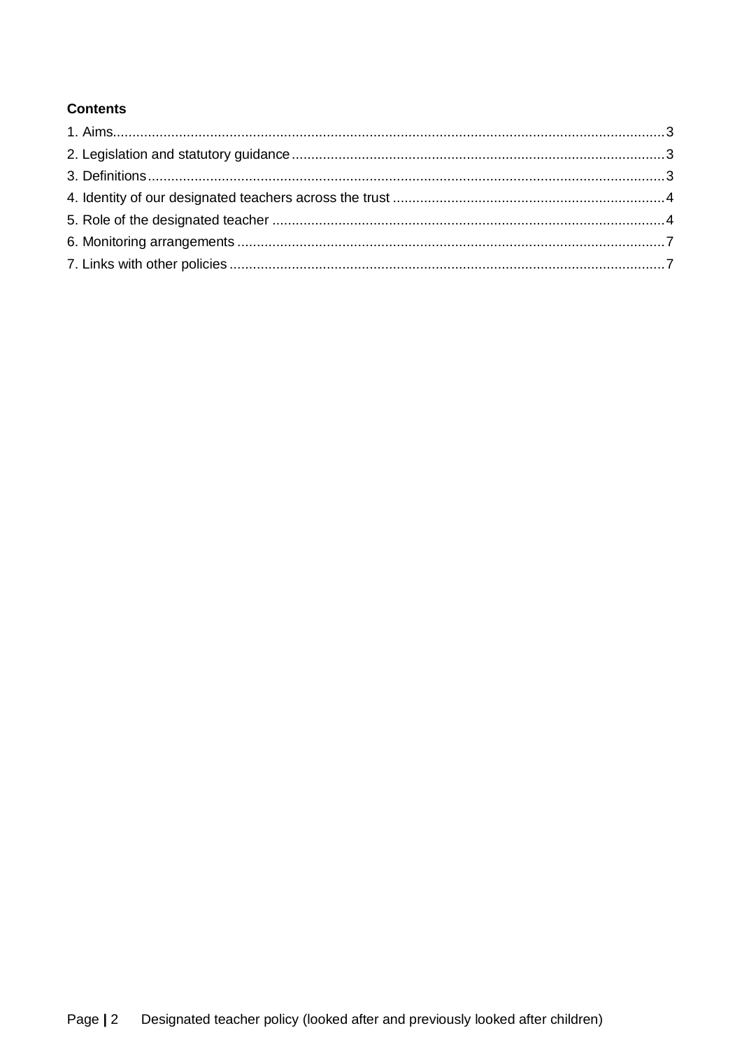**Contents**

1. Aims........................................................................................................................................3
2. Legislation and statutory guidance............................................................................................3
3. Definitions...............................................................................................................................3
4. Identity of our designated teachers across the trust.....................................................................4
5. Role of the designated teacher.................................................................................................4
6. Monitoring arrangements..........................................................................................................7
7. Links with other policies...........................................................................................................7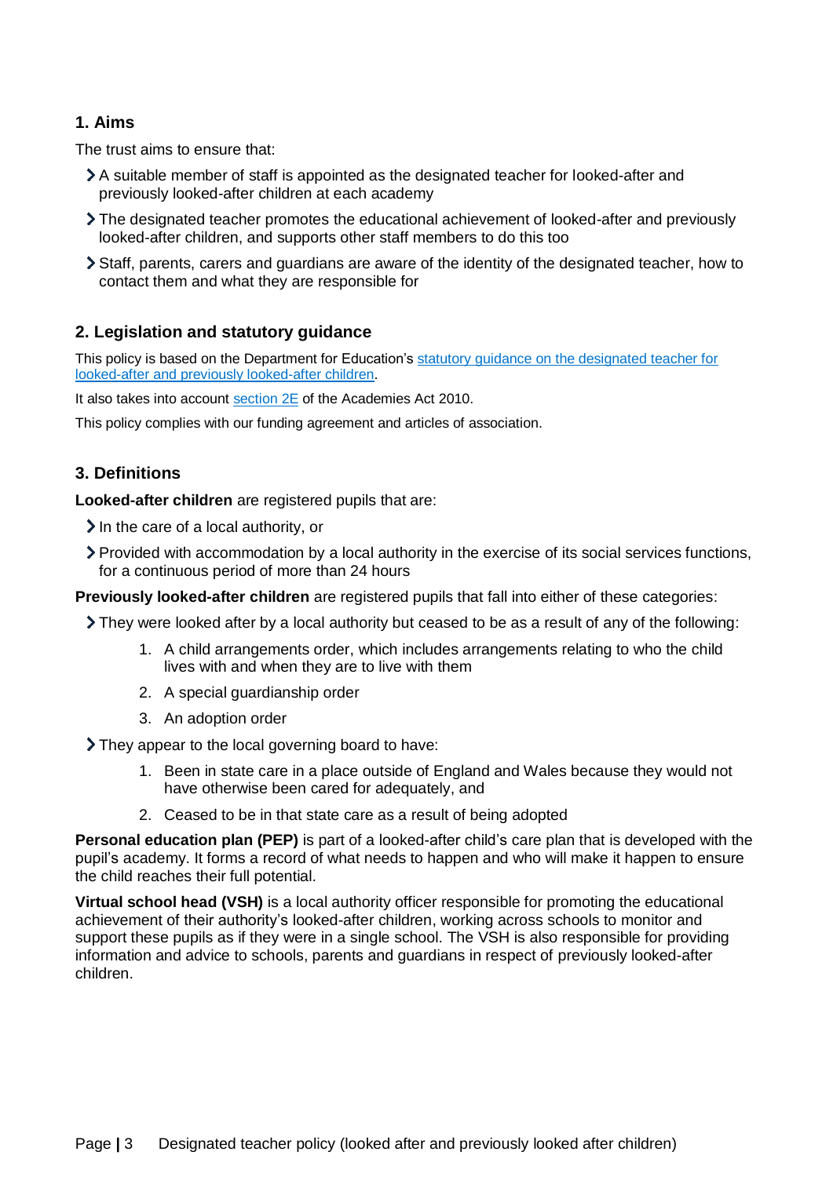## 1. Aims

The trust aims to ensure that:

- A suitable member of staff is appointed as the designated teacher for looked-after and previously looked-after children at each academy
- The designated teacher promotes the educational achievement of looked-after and previously looked-after children, and supports other staff members to do this too
- Staff, parents, carers and guardians are aware of the identity of the designated teacher, how to contact them and what they are responsible for

## 2. Legislation and statutory guidance

This policy is based on the Department for Education's statutory guidance on the designated teacher for looked-after and previously looked-after children.

It also takes into account section 2E of the Academies Act 2010.

This policy complies with our funding agreement and articles of association.

## 3. Definitions

**Looked-after children** are registered pupils that are:

- In the care of a local authority, or
- Provided with accommodation by a local authority in the exercise of its social services functions, for a continuous period of more than 24 hours

**Previously looked-after children** are registered pupils that fall into either of these categories:

- They were looked after by a local authority but ceased to be as a result of any of the following:
    1. A child arrangements order, which includes arrangements relating to who the child lives with and when they are to live with them
    2. A special guardianship order
    3. An adoption order
- They appear to the local governing board to have:
    1. Been in state care in a place outside of England and Wales because they would not have otherwise been cared for adequately, and
    2. Ceased to be in that state care as a result of being adopted

**Personal education plan (PEP)** is part of a looked-after child's care plan that is developed with the pupil's academy. It forms a record of what needs to happen and who will make it happen to ensure the child reaches their full potential.

**Virtual school head (VSH)** is a local authority officer responsible for promoting the educational achievement of their authority's looked-after children, working across schools to monitor and support these pupils as if they were in a single school. The VSH is also responsible for providing information and advice to schools, parents and guardians in respect of previously looked-after children.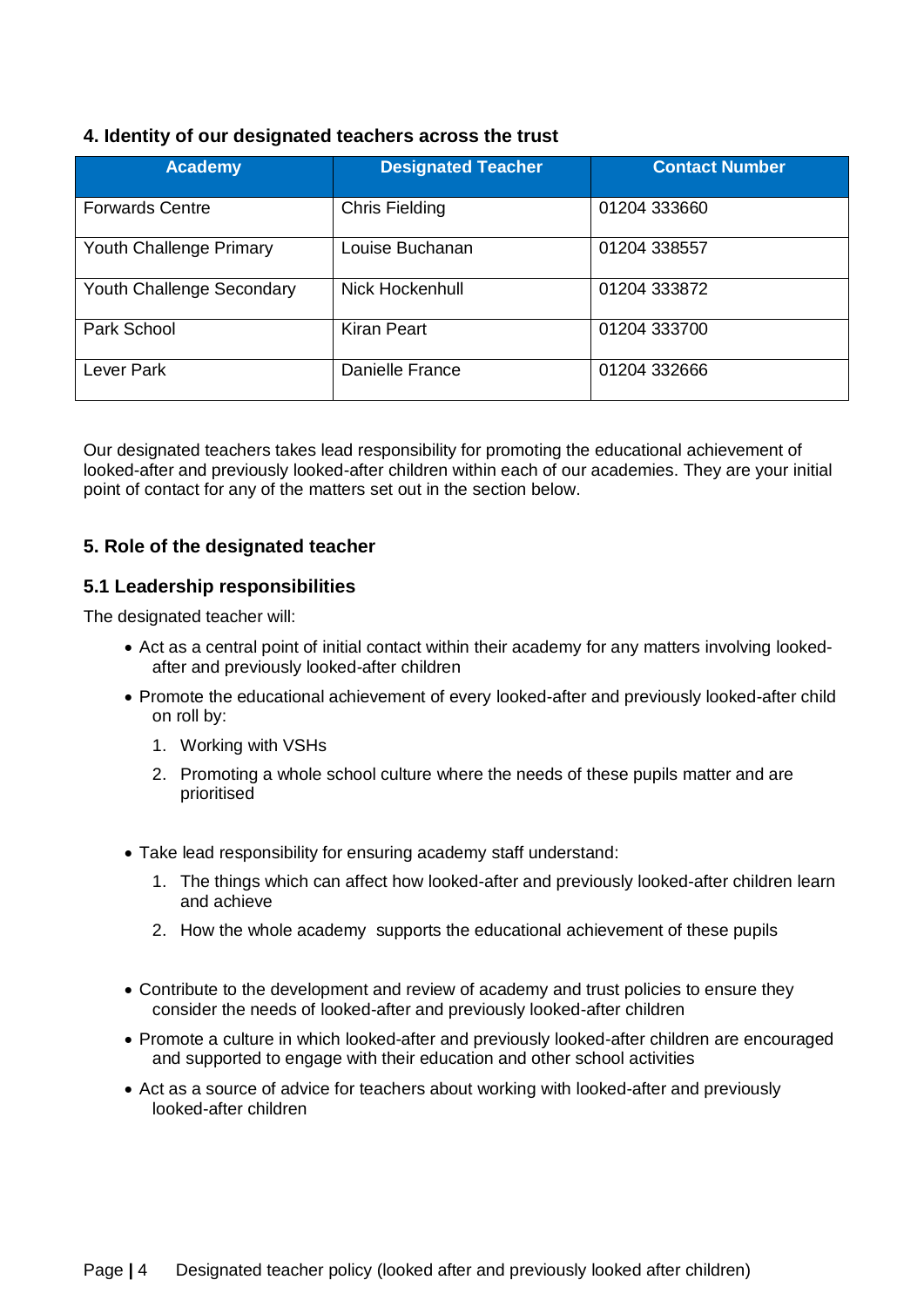## 4. Identity of our designated teachers across the trust

| Academy | Designated Teacher | Contact Number |
|---|---|---|
| Forwards Centre | Chris Fielding | 01204 333660 |
| Youth Challenge Primary | Louise Buchanan | 01204 338557 |
| Youth Challenge Secondary | Nick Hockenhull | 01204 333872 |
| Park School | Kiran Peart | 01204 333700 |
| Lever Park | Danielle France | 01204 332666 |

Our designated teachers takes lead responsibility for promoting the educational achievement of looked-after and previously looked-after children within each of our academies. They are your initial point of contact for any of the matters set out in the section below.

## 5. Role of the designated teacher

### 5.1 Leadership responsibilities

The designated teacher will:

- Act as a central point of initial contact within their academy for any matters involving looked-after and previously looked-after children
- Promote the educational achievement of every looked-after and previously looked-after child on roll by:
    1. Working with VSHs
    2. Promoting a whole school culture where the needs of these pupils matter and are prioritised
- Take lead responsibility for ensuring academy staff understand:
    1. The things which can affect how looked-after and previously looked-after children learn and achieve
    2. How the whole academy supports the educational achievement of these pupils
- Contribute to the development and review of academy and trust policies to ensure they consider the needs of looked-after and previously looked-after children
- Promote a culture in which looked-after and previously looked-after children are encouraged and supported to engage with their education and other school activities
- Act as a source of advice for teachers about working with looked-after and previously looked-after children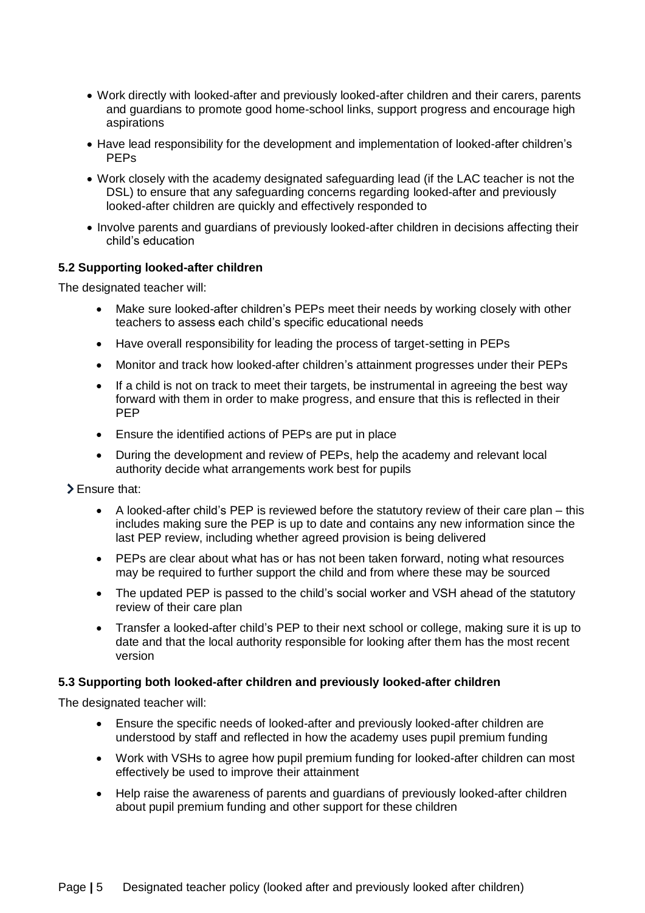- Work directly with looked-after and previously looked-after children and their carers, parents and guardians to promote good home-school links, support progress and encourage high aspirations
- Have lead responsibility for the development and implementation of looked-after children's PEPs
- Work closely with the academy designated safeguarding lead (if the LAC teacher is not the DSL) to ensure that any safeguarding concerns regarding looked-after and previously looked-after children are quickly and effectively responded to
- Involve parents and guardians of previously looked-after children in decisions affecting their child's education

**5.2 Supporting looked-after children**

The designated teacher will:

- Make sure looked-after children's PEPs meet their needs by working closely with other teachers to assess each child's specific educational needs
- Have overall responsibility for leading the process of target-setting in PEPs
- Monitor and track how looked-after children's attainment progresses under their PEPs
- If a child is not on track to meet their targets, be instrumental in agreeing the best way forward with them in order to make progress, and ensure that this is reflected in their PEP
- Ensure the identified actions of PEPs are put in place
- During the development and review of PEPs, help the academy and relevant local authority decide what arrangements work best for pupils

> Ensure that:

- A looked-after child's PEP is reviewed before the statutory review of their care plan – this includes making sure the PEP is up to date and contains any new information since the last PEP review, including whether agreed provision is being delivered
- PEPs are clear about what has or has not been taken forward, noting what resources may be required to further support the child and from where these may be sourced
- The updated PEP is passed to the child's social worker and VSH ahead of the statutory review of their care plan
- Transfer a looked-after child's PEP to their next school or college, making sure it is up to date and that the local authority responsible for looking after them has the most recent version

**5.3 Supporting both looked-after children and previously looked-after children**

The designated teacher will:

- Ensure the specific needs of looked-after and previously looked-after children are understood by staff and reflected in how the academy uses pupil premium funding
- Work with VSHs to agree how pupil premium funding for looked-after children can most effectively be used to improve their attainment
- Help raise the awareness of parents and guardians of previously looked-after children about pupil premium funding and other support for these children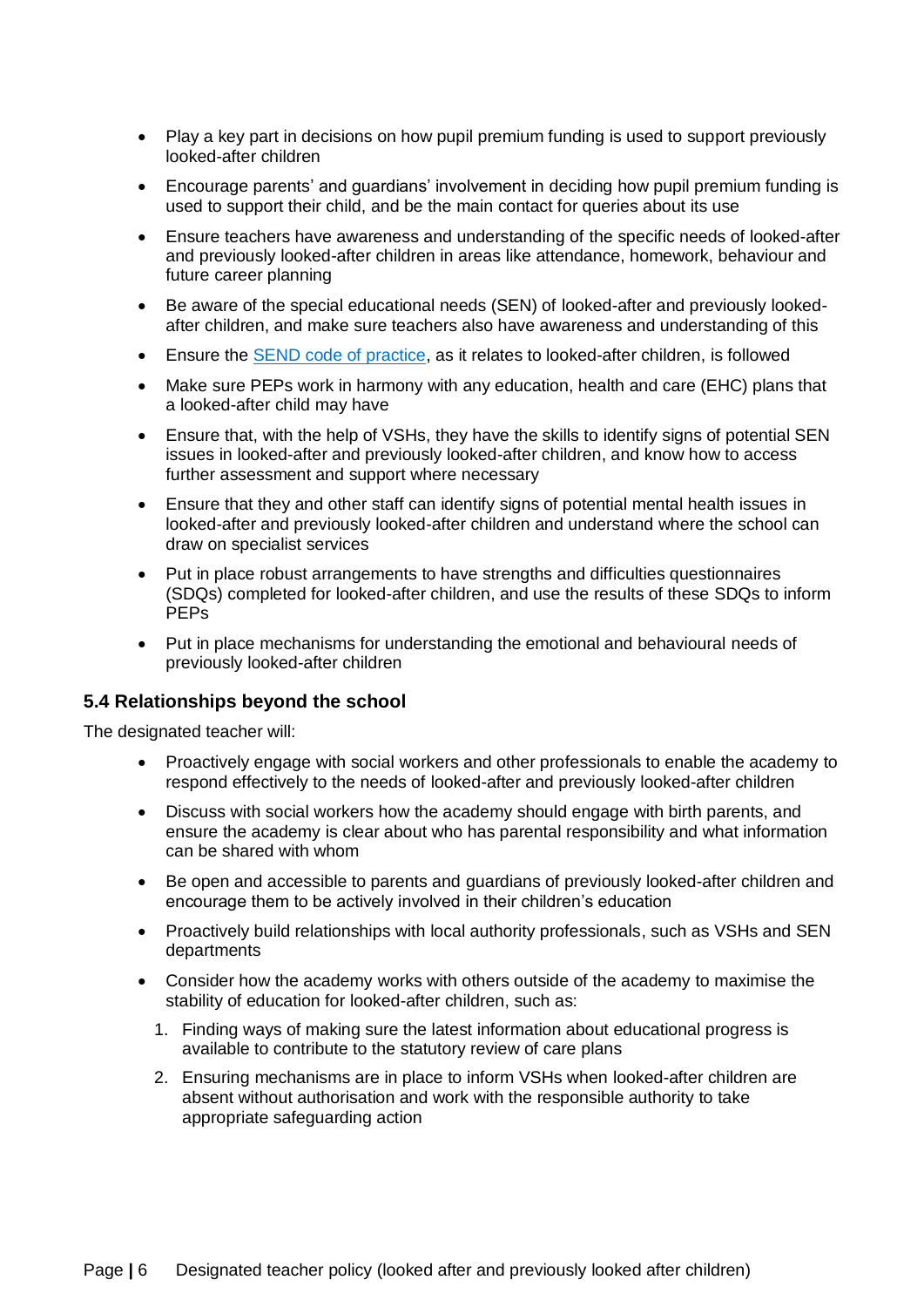- Play a key part in decisions on how pupil premium funding is used to support previously looked-after children
- Encourage parents' and guardians' involvement in deciding how pupil premium funding is used to support their child, and be the main contact for queries about its use
- Ensure teachers have awareness and understanding of the specific needs of looked-after and previously looked-after children in areas like attendance, homework, behaviour and future career planning
- Be aware of the special educational needs (SEN) of looked-after and previously looked-after children, and make sure teachers also have awareness and understanding of this
- Ensure the SEND code of practice, as it relates to looked-after children, is followed
- Make sure PEPs work in harmony with any education, health and care (EHC) plans that a looked-after child may have
- Ensure that, with the help of VSHs, they have the skills to identify signs of potential SEN issues in looked-after and previously looked-after children, and know how to access further assessment and support where necessary
- Ensure that they and other staff can identify signs of potential mental health issues in looked-after and previously looked-after children and understand where the school can draw on specialist services
- Put in place robust arrangements to have strengths and difficulties questionnaires (SDQs) completed for looked-after children, and use the results of these SDQs to inform PEPs
- Put in place mechanisms for understanding the emotional and behavioural needs of previously looked-after children

### 5.4 Relationships beyond the school

The designated teacher will:

- Proactively engage with social workers and other professionals to enable the academy to respond effectively to the needs of looked-after and previously looked-after children
- Discuss with social workers how the academy should engage with birth parents, and ensure the academy is clear about who has parental responsibility and what information can be shared with whom
- Be open and accessible to parents and guardians of previously looked-after children and encourage them to be actively involved in their children's education
- Proactively build relationships with local authority professionals, such as VSHs and SEN departments
- Consider how the academy works with others outside of the academy to maximise the stability of education for looked-after children, such as:
  1. Finding ways of making sure the latest information about educational progress is available to contribute to the statutory review of care plans
  2. Ensuring mechanisms are in place to inform VSHs when looked-after children are absent without authorisation and work with the responsible authority to take appropriate safeguarding action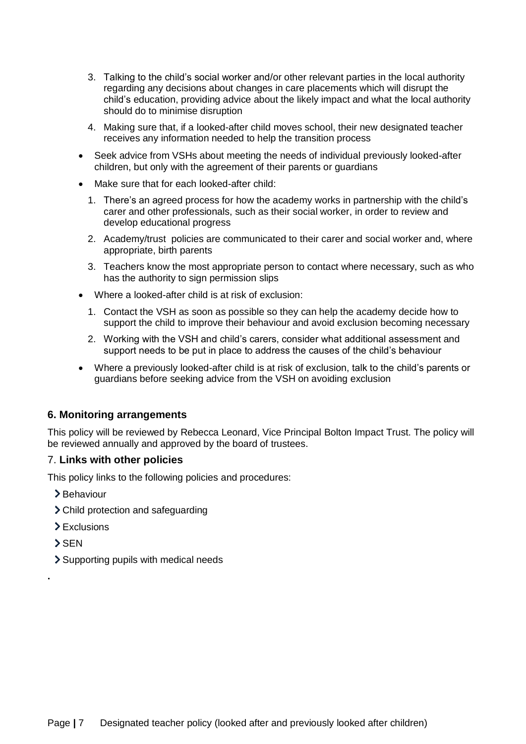3. Talking to the child's social worker and/or other relevant parties in the local authority regarding any decisions about changes in care placements which will disrupt the child's education, providing advice about the likely impact and what the local authority should do to minimise disruption
4. Making sure that, if a looked-after child moves school, their new designated teacher receives any information needed to help the transition process

- Seek advice from VSHs about meeting the needs of individual previously looked-after children, but only with the agreement of their parents or guardians
- Make sure that for each looked-after child:
    1. There's an agreed process for how the academy works in partnership with the child's carer and other professionals, such as their social worker, in order to review and develop educational progress
    2. Academy/trust policies are communicated to their carer and social worker and, where appropriate, birth parents
    3. Teachers know the most appropriate person to contact where necessary, such as who has the authority to sign permission slips
- Where a looked-after child is at risk of exclusion:
    1. Contact the VSH as soon as possible so they can help the academy decide how to support the child to improve their behaviour and avoid exclusion becoming necessary
    2. Working with the VSH and child's carers, consider what additional assessment and support needs to be put in place to address the causes of the child's behaviour
- Where a previously looked-after child is at risk of exclusion, talk to the child's parents or guardians before seeking advice from the VSH on avoiding exclusion

## 6. Monitoring arrangements

This policy will be reviewed by Rebecca Leonard, Vice Principal Bolton Impact Trust. The policy will be reviewed annually and approved by the board of trustees.

## 7. Links with other policies

This policy links to the following policies and procedures:

- Behaviour
- Child protection and safeguarding
- Exclusions
- SEN
- Supporting pupils with medical needs

.